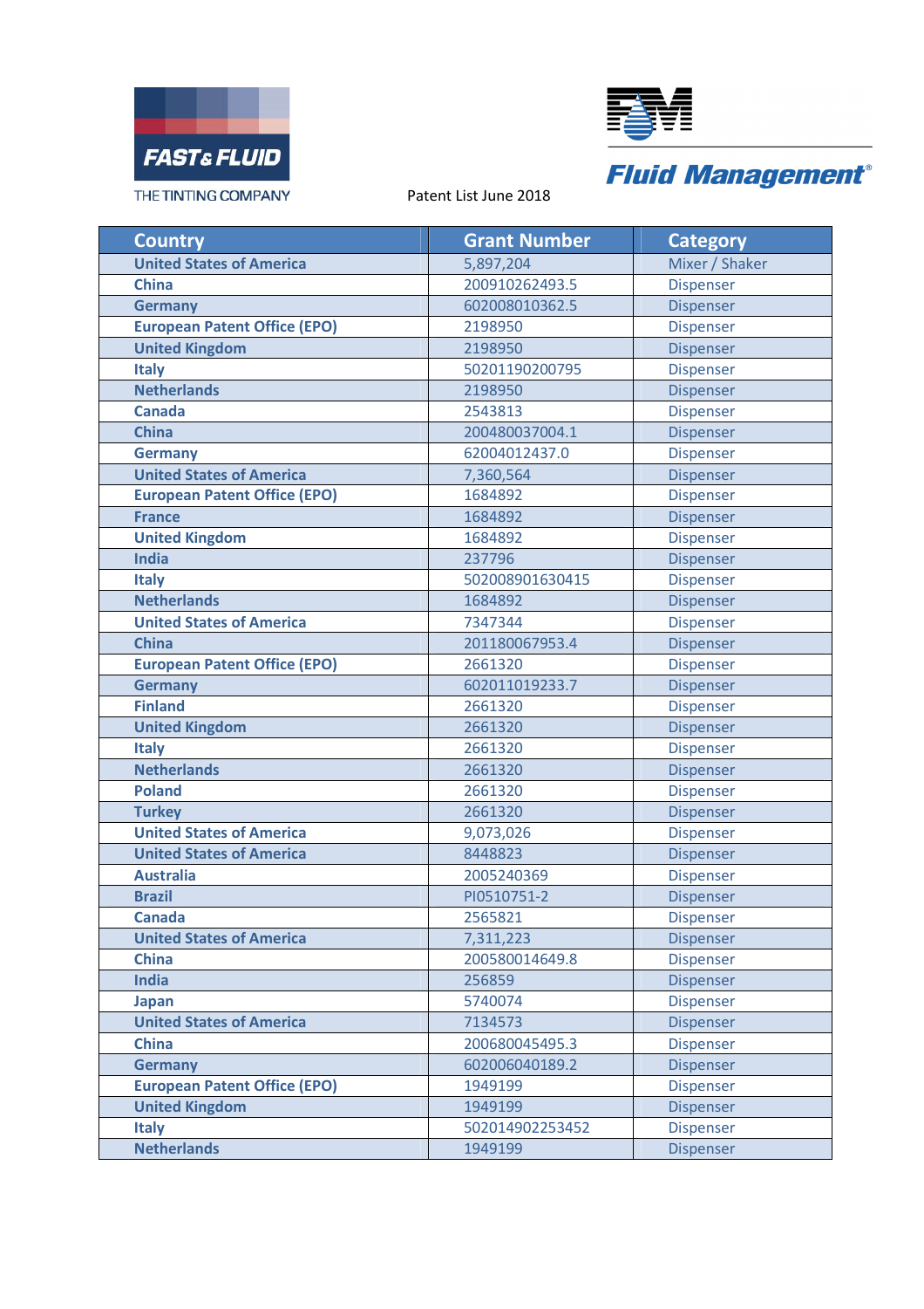FAST & FLUID

THE TINTING COMPANY

Patent List June 2018

Fluid Management®

| Country | Grant Number | Category |
|---|---|---|
| United States of America | 5,897,204 | Mixer / Shaker |
| China | 200910262493.5 | Dispenser |
| Germany | 602008010362.5 | Dispenser |
| European Patent Office (EPO) | 2198950 | Dispenser |
| United Kingdom | 2198950 | Dispenser |
| Italy | 50201190200795 | Dispenser |
| Netherlands | 2198950 | Dispenser |
| Canada | 2543813 | Dispenser |
| China | 200480037004.1 | Dispenser |
| Germany | 62004012437.0 | Dispenser |
| United States of America | 7,360,564 | Dispenser |
| European Patent Office (EPO) | 1684892 | Dispenser |
| France | 1684892 | Dispenser |
| United Kingdom | 1684892 | Dispenser |
| India | 237796 | Dispenser |
| Italy | 502008901630415 | Dispenser |
| Netherlands | 1684892 | Dispenser |
| United States of America | 7347344 | Dispenser |
| China | 201180067953.4 | Dispenser |
| European Patent Office (EPO) | 2661320 | Dispenser |
| Germany | 602011019233.7 | Dispenser |
| Finland | 2661320 | Dispenser |
| United Kingdom | 2661320 | Dispenser |
| Italy | 2661320 | Dispenser |
| Netherlands | 2661320 | Dispenser |
| Poland | 2661320 | Dispenser |
| Turkey | 2661320 | Dispenser |
| United States of America | 9,073,026 | Dispenser |
| United States of America | 8448823 | Dispenser |
| Australia | 2005240369 | Dispenser |
| Brazil | PI0510751-2 | Dispenser |
| Canada | 2565821 | Dispenser |
| United States of America | 7,311,223 | Dispenser |
| China | 200580014649.8 | Dispenser |
| India | 256859 | Dispenser |
| Japan | 5740074 | Dispenser |
| United States of America | 7134573 | Dispenser |
| China | 200680045495.3 | Dispenser |
| Germany | 602006040189.2 | Dispenser |
| European Patent Office (EPO) | 1949199 | Dispenser |
| United Kingdom | 1949199 | Dispenser |
| Italy | 502014902253452 | Dispenser |
| Netherlands | 1949199 | Dispenser |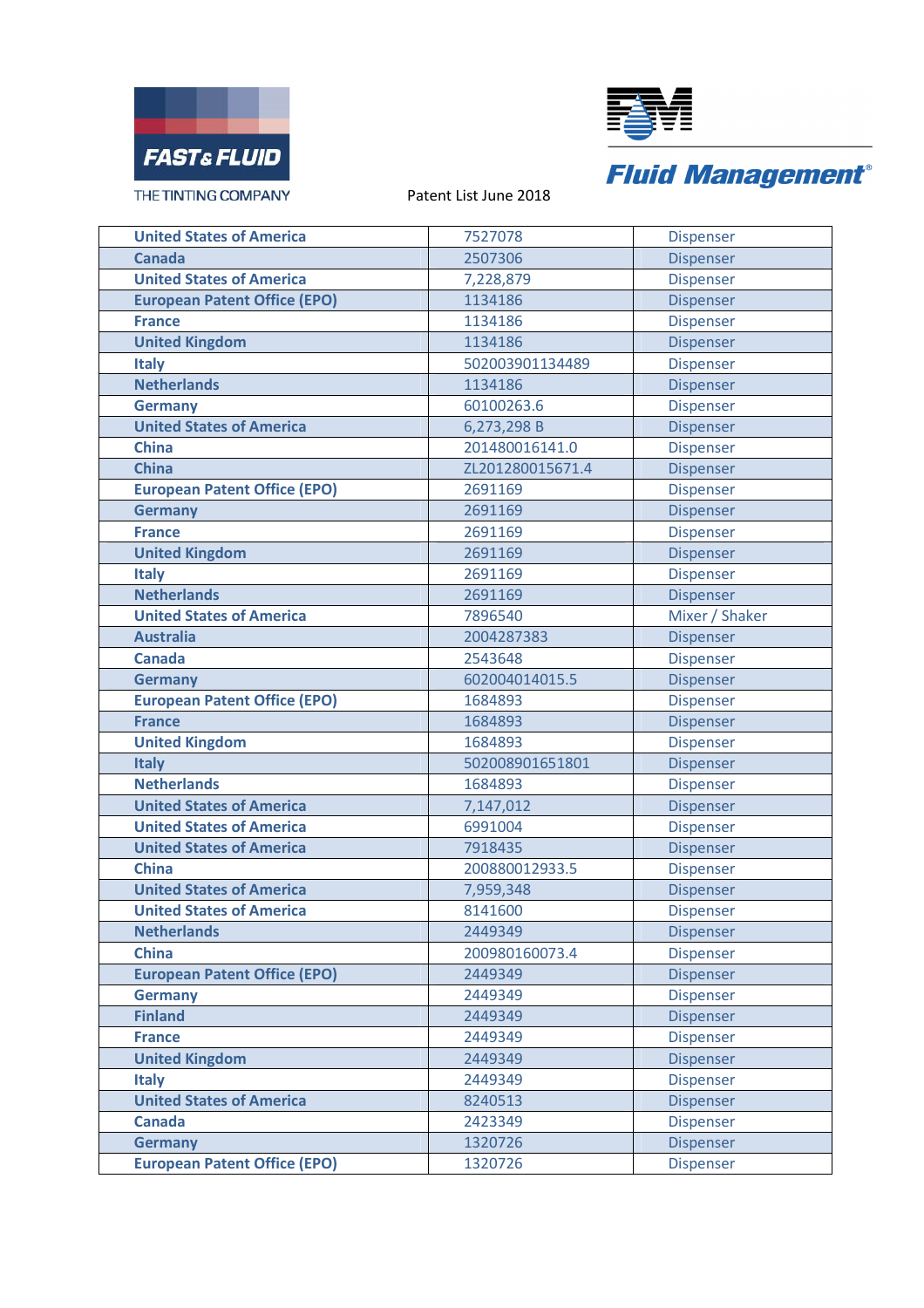FAST & FLUID THE TINTING COMPANY

Fluid Management

Patent List June 2018

| | | |
|---|---|---|
| **United States of America** | 7527078 | Dispenser |
| **Canada** | 2507306 | Dispenser |
| **United States of America** | 7,228,879 | Dispenser |
| **European Patent Office (EPO)** | 1134186 | Dispenser |
| **France** | 1134186 | Dispenser |
| **United Kingdom** | 1134186 | Dispenser |
| **Italy** | 502003901134489 | Dispenser |
| **Netherlands** | 1134186 | Dispenser |
| **Germany** | 60100263.6 | Dispenser |
| **United States of America** | 6,273,298 B | Dispenser |
| **China** | 201480016141.0 | Dispenser |
| **China** | ZL201280015671.4 | Dispenser |
| **European Patent Office (EPO)** | 2691169 | Dispenser |
| **Germany** | 2691169 | Dispenser |
| **France** | 2691169 | Dispenser |
| **United Kingdom** | 2691169 | Dispenser |
| **Italy** | 2691169 | Dispenser |
| **Netherlands** | 2691169 | Dispenser |
| **United States of America** | 7896540 | Mixer / Shaker |
| **Australia** | 2004287383 | Dispenser |
| **Canada** | 2543648 | Dispenser |
| **Germany** | 602004014015.5 | Dispenser |
| **European Patent Office (EPO)** | 1684893 | Dispenser |
| **France** | 1684893 | Dispenser |
| **United Kingdom** | 1684893 | Dispenser |
| **Italy** | 502008901651801 | Dispenser |
| **Netherlands** | 1684893 | Dispenser |
| **United States of America** | 7,147,012 | Dispenser |
| **United States of America** | 6991004 | Dispenser |
| **United States of America** | 7918435 | Dispenser |
| **China** | 200880012933.5 | Dispenser |
| **United States of America** | 7,959,348 | Dispenser |
| **United States of America** | 8141600 | Dispenser |
| **Netherlands** | 2449349 | Dispenser |
| **China** | 200980160073.4 | Dispenser |
| **European Patent Office (EPO)** | 2449349 | Dispenser |
| **Germany** | 2449349 | Dispenser |
| **Finland** | 2449349 | Dispenser |
| **France** | 2449349 | Dispenser |
| **United Kingdom** | 2449349 | Dispenser |
| **Italy** | 2449349 | Dispenser |
| **United States of America** | 8240513 | Dispenser |
| **Canada** | 2423349 | Dispenser |
| **Germany** | 1320726 | Dispenser |
| **European Patent Office (EPO)** | 1320726 | Dispenser |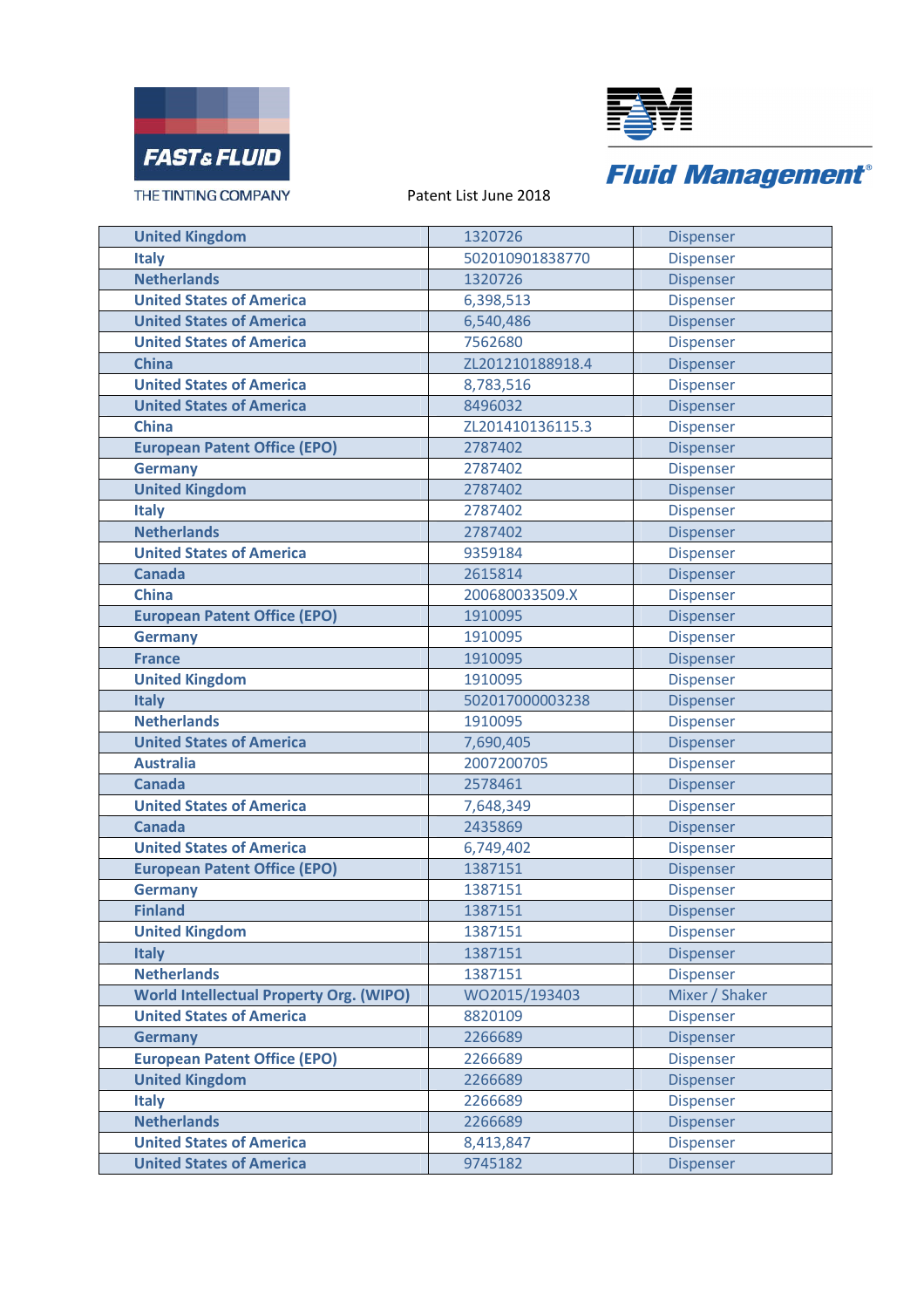FAST & FLUID

THE TINTING COMPANY

Patent List June 2018

Fluid Management®

| United Kingdom | 1320726 | Dispenser |
|---|---|---|
| Italy | 502010901838770 | Dispenser |
| Netherlands | 1320726 | Dispenser |
| United States of America | 6,398,513 | Dispenser |
| United States of America | 6,540,486 | Dispenser |
| United States of America | 7562680 | Dispenser |
| China | ZL201210188918.4 | Dispenser |
| United States of America | 8,783,516 | Dispenser |
| United States of America | 8496032 | Dispenser |
| China | ZL201410136115.3 | Dispenser |
| European Patent Office (EPO) | 2787402 | Dispenser |
| Germany | 2787402 | Dispenser |
| United Kingdom | 2787402 | Dispenser |
| Italy | 2787402 | Dispenser |
| Netherlands | 2787402 | Dispenser |
| United States of America | 9359184 | Dispenser |
| Canada | 2615814 | Dispenser |
| China | 200680033509.X | Dispenser |
| European Patent Office (EPO) | 1910095 | Dispenser |
| Germany | 1910095 | Dispenser |
| France | 1910095 | Dispenser |
| United Kingdom | 1910095 | Dispenser |
| Italy | 502017000003238 | Dispenser |
| Netherlands | 1910095 | Dispenser |
| United States of America | 7,690,405 | Dispenser |
| Australia | 2007200705 | Dispenser |
| Canada | 2578461 | Dispenser |
| United States of America | 7,648,349 | Dispenser |
| Canada | 2435869 | Dispenser |
| United States of America | 6,749,402 | Dispenser |
| European Patent Office (EPO) | 1387151 | Dispenser |
| Germany | 1387151 | Dispenser |
| Finland | 1387151 | Dispenser |
| United Kingdom | 1387151 | Dispenser |
| Italy | 1387151 | Dispenser |
| Netherlands | 1387151 | Dispenser |
| World Intellectual Property Org. (WIPO) | WO2015/193403 | Mixer / Shaker |
| United States of America | 8820109 | Dispenser |
| Germany | 2266689 | Dispenser |
| European Patent Office (EPO) | 2266689 | Dispenser |
| United Kingdom | 2266689 | Dispenser |
| Italy | 2266689 | Dispenser |
| Netherlands | 2266689 | Dispenser |
| United States of America | 8,413,847 | Dispenser |
| United States of America | 9745182 | Dispenser |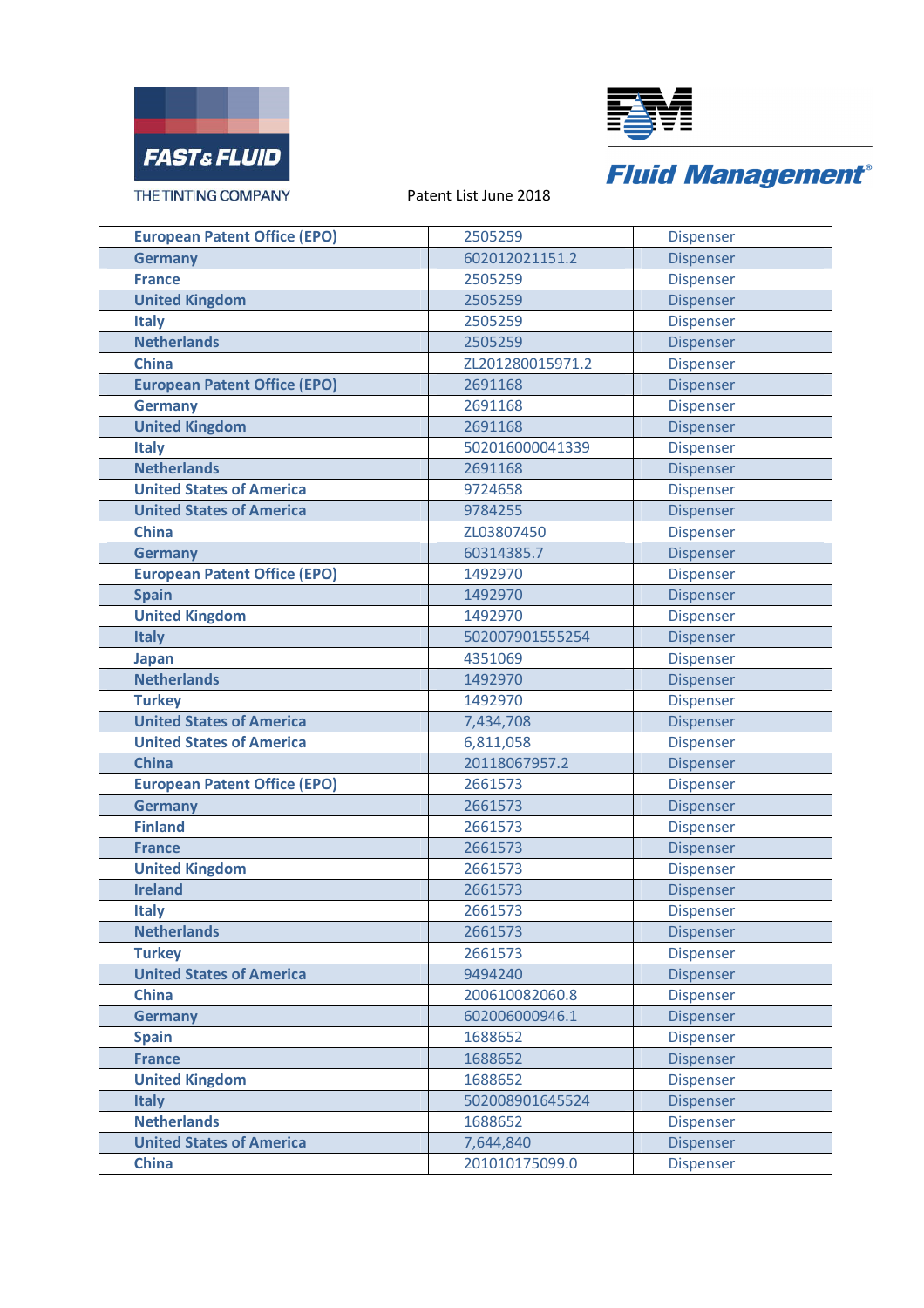FAST & FLUID

THE TINTING COMPANY

Patent List June 2018

Fluid Management®

| European Patent Office (EPO) | 2505259 | Dispenser |
|---|---|---|
| Germany | 602012021151.2 | Dispenser |
| France | 2505259 | Dispenser |
| United Kingdom | 2505259 | Dispenser |
| Italy | 2505259 | Dispenser |
| Netherlands | 2505259 | Dispenser |
| China | ZL201280015971.2 | Dispenser |
| European Patent Office (EPO) | 2691168 | Dispenser |
| Germany | 2691168 | Dispenser |
| United Kingdom | 2691168 | Dispenser |
| Italy | 502016000041339 | Dispenser |
| Netherlands | 2691168 | Dispenser |
| United States of America | 9724658 | Dispenser |
| United States of America | 9784255 | Dispenser |
| China | ZL03807450 | Dispenser |
| Germany | 60314385.7 | Dispenser |
| European Patent Office (EPO) | 1492970 | Dispenser |
| Spain | 1492970 | Dispenser |
| United Kingdom | 1492970 | Dispenser |
| Italy | 502007901555254 | Dispenser |
| Japan | 4351069 | Dispenser |
| Netherlands | 1492970 | Dispenser |
| Turkey | 1492970 | Dispenser |
| United States of America | 7,434,708 | Dispenser |
| United States of America | 6,811,058 | Dispenser |
| China | 20118067957.2 | Dispenser |
| European Patent Office (EPO) | 2661573 | Dispenser |
| Germany | 2661573 | Dispenser |
| Finland | 2661573 | Dispenser |
| France | 2661573 | Dispenser |
| United Kingdom | 2661573 | Dispenser |
| Ireland | 2661573 | Dispenser |
| Italy | 2661573 | Dispenser |
| Netherlands | 2661573 | Dispenser |
| Turkey | 2661573 | Dispenser |
| United States of America | 9494240 | Dispenser |
| China | 200610082060.8 | Dispenser |
| Germany | 602006000946.1 | Dispenser |
| Spain | 1688652 | Dispenser |
| France | 1688652 | Dispenser |
| United Kingdom | 1688652 | Dispenser |
| Italy | 502008901645524 | Dispenser |
| Netherlands | 1688652 | Dispenser |
| United States of America | 7,644,840 | Dispenser |
| China | 201010175099.0 | Dispenser |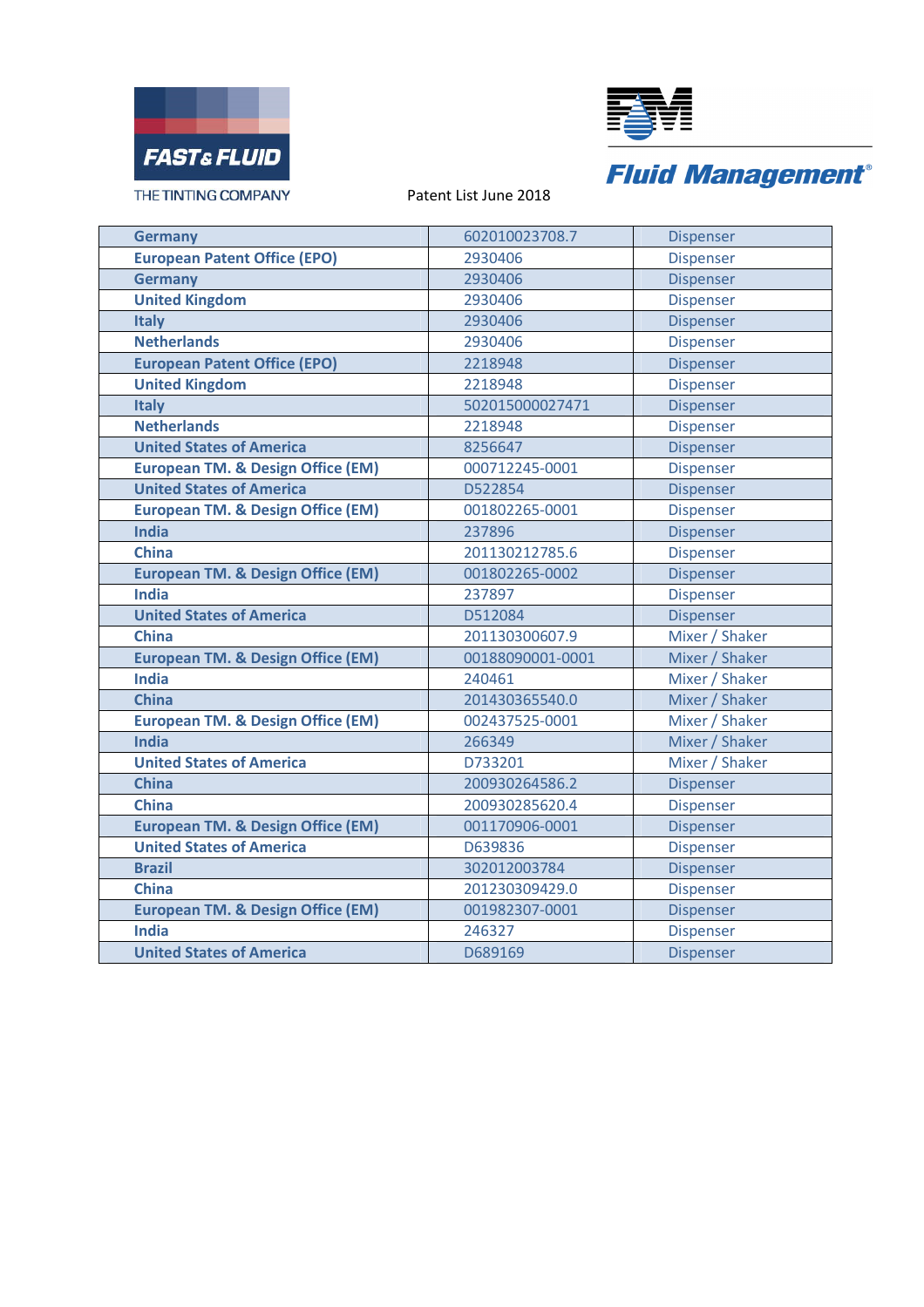FAST & FLUID

THE TINTING COMPANY

Patent List June 2018

Fluid Management®

| | | |
|---|---|---|
| **Germany** | 602010023708.7 | Dispenser |
| **European Patent Office (EPO)** | 2930406 | Dispenser |
| **Germany** | 2930406 | Dispenser |
| **United Kingdom** | 2930406 | Dispenser |
| **Italy** | 2930406 | Dispenser |
| **Netherlands** | 2930406 | Dispenser |
| **European Patent Office (EPO)** | 2218948 | Dispenser |
| **United Kingdom** | 2218948 | Dispenser |
| **Italy** | 502015000027471 | Dispenser |
| **Netherlands** | 2218948 | Dispenser |
| **United States of America** | 8256647 | Dispenser |
| **European TM. & Design Office (EM)** | 000712245-0001 | Dispenser |
| **United States of America** | D522854 | Dispenser |
| **European TM. & Design Office (EM)** | 001802265-0001 | Dispenser |
| **India** | 237896 | Dispenser |
| **China** | 201130212785.6 | Dispenser |
| **European TM. & Design Office (EM)** | 001802265-0002 | Dispenser |
| **India** | 237897 | Dispenser |
| **United States of America** | D512084 | Dispenser |
| **China** | 201130300607.9 | Mixer / Shaker |
| **European TM. & Design Office (EM)** | 00188090001-0001 | Mixer / Shaker |
| **India** | 240461 | Mixer / Shaker |
| **China** | 201430365540.0 | Mixer / Shaker |
| **European TM. & Design Office (EM)** | 002437525-0001 | Mixer / Shaker |
| **India** | 266349 | Mixer / Shaker |
| **United States of America** | D733201 | Mixer / Shaker |
| **China** | 200930264586.2 | Dispenser |
| **China** | 200930285620.4 | Dispenser |
| **European TM. & Design Office (EM)** | 001170906-0001 | Dispenser |
| **United States of America** | D639836 | Dispenser |
| **Brazil** | 302012003784 | Dispenser |
| **China** | 201230309429.0 | Dispenser |
| **European TM. & Design Office (EM)** | 001982307-0001 | Dispenser |
| **India** | 246327 | Dispenser |
| **United States of America** | D689169 | Dispenser |